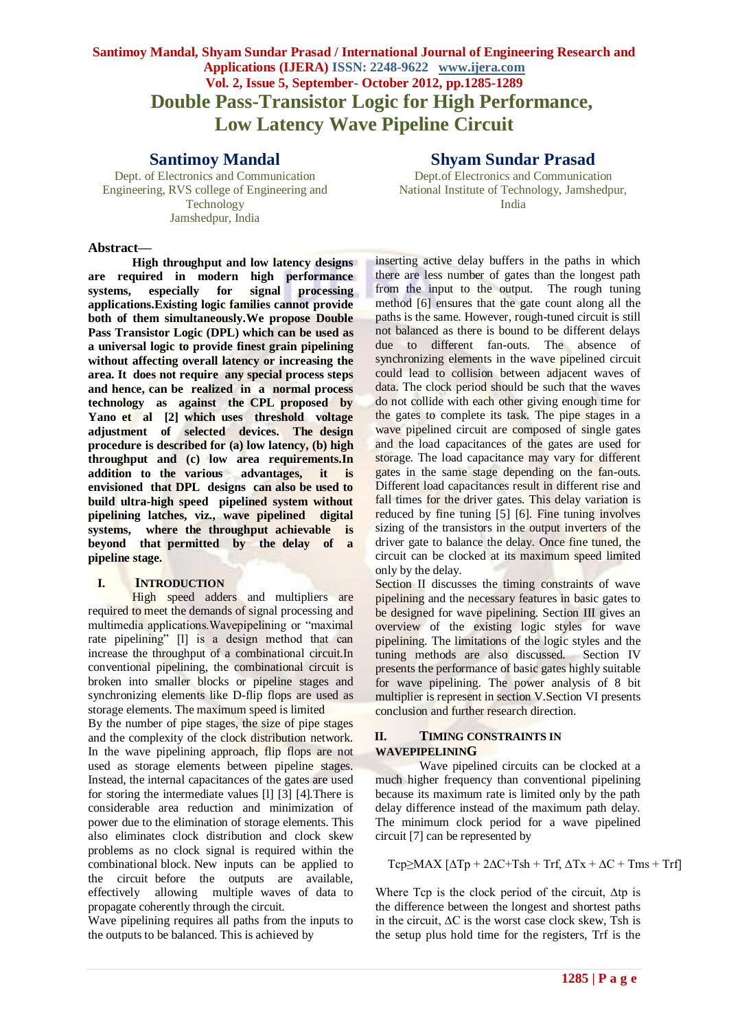# Double Pass-Transistor Logic for High Performance, Low Latency Wave Pipeline Circuit

**Santimoy Mandal**
Dept. of Electronics and Communication Engineering, RVS college of Engineering and Technology
Jamshedpur, India

**Shyam Sundar Prasad**
Dept.of Electronics and Communication
National Institute of Technology, Jamshedpur, India

**Abstract—**

**High throughput and low latency designs are required in modern high performance systems, especially for signal processing applications.Existing logic families cannot provide both of them simultaneously.We propose Double Pass Transistor Logic (DPL) which can be used as a universal logic to provide finest grain pipelining without affecting overall latency or increasing the area. It does not require any special process steps and hence, can be realized in a normal process technology as against the CPL proposed by Yano et al [2] which uses threshold voltage adjustment of selected devices. The design procedure is described for (a) low latency, (b) high throughput and (c) low area requirements.In addition to the various advantages, it is envisioned that DPL designs can also be used to build ultra-high speed pipelined system without pipelining latches, viz., wave pipelined digital systems, where the throughput achievable is beyond that permitted by the delay of a pipeline stage.**

## I. INTRODUCTION

High speed adders and multipliers are required to meet the demands of signal processing and multimedia applications.Wavepipelining or "maximal rate pipelining" [l] is a design method that can increase the throughput of a combinational circuit.In conventional pipelining, the combinational circuit is broken into smaller blocks or pipeline stages and synchronizing elements like D-flip flops are used as storage elements. The maximum speed is limited

By the number of pipe stages, the size of pipe stages and the complexity of the clock distribution network. In the wave pipelining approach, flip flops are not used as storage elements between pipeline stages. Instead, the internal capacitances of the gates are used for storing the intermediate values [l] [3] [4].There is considerable area reduction and minimization of power due to the elimination of storage elements. This also eliminates clock distribution and clock skew problems as no clock signal is required within the combinational block. New inputs can be applied to the circuit before the outputs are available, effectively allowing multiple waves of data to propagate coherently through the circuit.

Wave pipelining requires all paths from the inputs to the outputs to be balanced. This is achieved by inserting active delay buffers in the paths in which there are less number of gates than the longest path from the input to the output. The rough tuning method [6] ensures that the gate count along all the paths is the same. However, rough-tuned circuit is still not balanced as there is bound to be different delays due to different fan-outs. The absence of synchronizing elements in the wave pipelined circuit could lead to collision between adjacent waves of data. The clock period should be such that the waves do not collide with each other giving enough time for the gates to complete its task. The pipe stages in a wave pipelined circuit are composed of single gates and the load capacitances of the gates are used for storage. The load capacitance may vary for different gates in the same stage depending on the fan-outs. Different load capacitances result in different rise and fall times for the driver gates. This delay variation is reduced by fine tuning [5] [6]. Fine tuning involves sizing of the transistors in the output inverters of the driver gate to balance the delay. Once fine tuned, the circuit can be clocked at its maximum speed limited only by the delay.

Section II discusses the timing constraints of wave pipelining and the necessary features in basic gates to be designed for wave pipelining. Section III gives an overview of the existing logic styles for wave pipelining. The limitations of the logic styles and the tuning methods are also discussed. Section IV presents the performance of basic gates highly suitable for wave pipelining. The power analysis of 8 bit multiplier is represent in section V.Section VI presents conclusion and further research direction.

## II. TIMING CONSTRAINTS IN WAVEPIPELINING

Wave pipelined circuits can be clocked at a much higher frequency than conventional pipelining because its maximum rate is limited only by the path delay difference instead of the maximum path delay. The minimum clock period for a wave pipelined circuit [7] can be represented by

$$T_{cp} \geq MAX\,[\Delta T_p + 2\Delta C + T_{sh} + T_{rf},\ \Delta T_x + \Delta C + T_{ms} + T_{rf}]$$

Where Tcp is the clock period of the circuit, Δtp is the difference between the longest and shortest paths in the circuit, ΔC is the worst case clock skew, Tsh is the setup plus hold time for the registers, Trf is the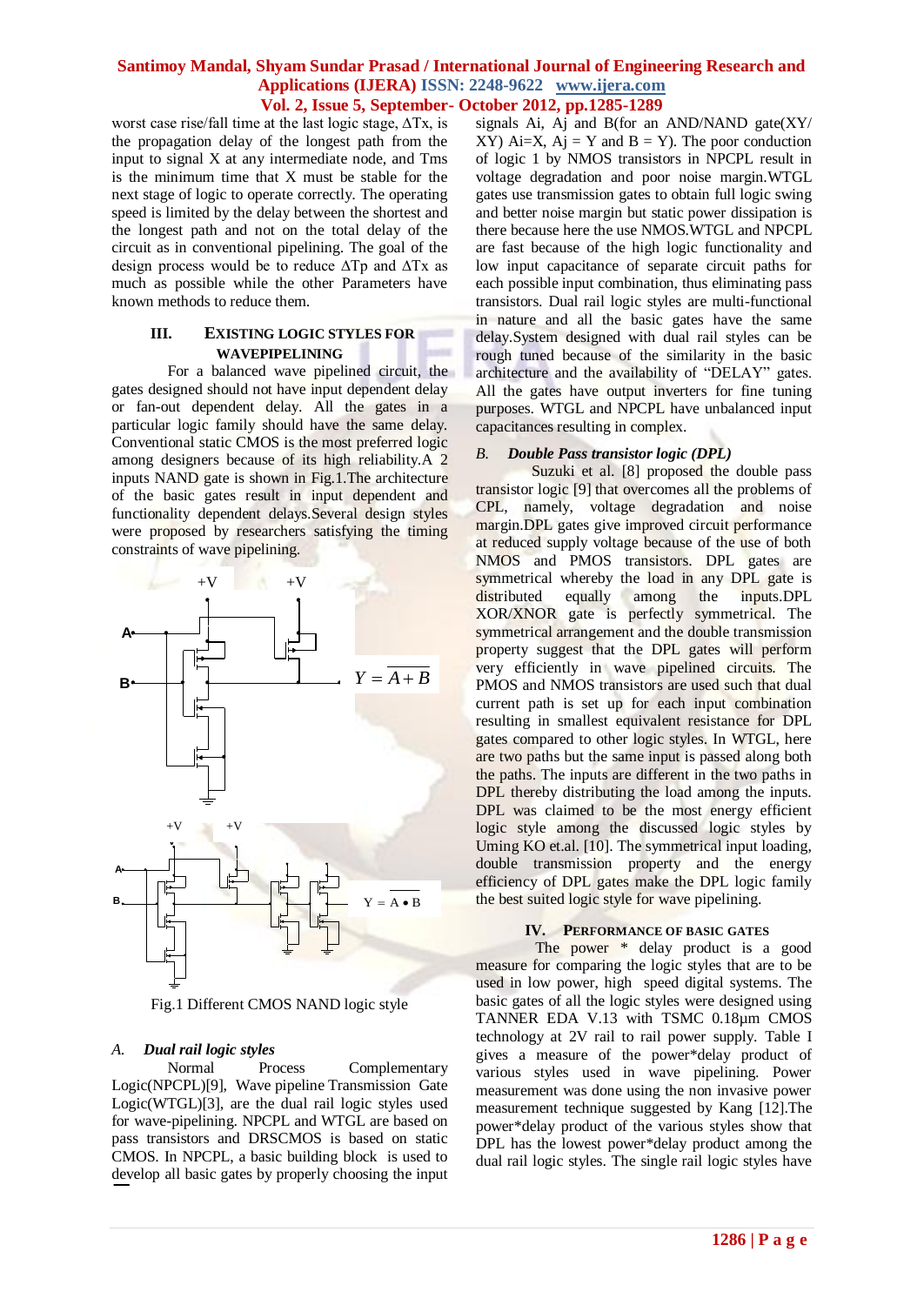worst case rise/fall time at the last logic stage, ΔTx, is the propagation delay of the longest path from the input to signal X at any intermediate node, and Tms is the minimum time that X must be stable for the next stage of logic to operate correctly. The operating speed is limited by the delay between the shortest and the longest path and not on the total delay of the circuit as in conventional pipelining. The goal of the design process would be to reduce ΔTp and ΔTx as much as possible while the other Parameters have known methods to reduce them.

## III. Existing Logic Styles for Wavepipelining

For a balanced wave pipelined circuit, the gates designed should not have input dependent delay or fan-out dependent delay. All the gates in a particular logic family should have the same delay. Conventional static CMOS is the most preferred logic among designers because of its high reliability.A 2 inputs NAND gate is shown in Fig.1.The architecture of the basic gates result in input dependent and functionality dependent delays.Several design styles were proposed by researchers satisfying the timing constraints of wave pipelining.

$Y = \overline{A + B}$

$Y = \overline{A \bullet B}$

Fig.1 Different CMOS NAND logic style

### A. Dual rail logic styles

Normal Process Complementary Logic(NPCPL)[9], Wave pipeline Transmission Gate Logic(WTGL)[3], are the dual rail logic styles used for wave-pipelining. NPCPL and WTGL are based on pass transistors and DRSCMOS is based on static CMOS. In NPCPL, a basic building block is used to develop all basic gates by properly choosing the input signals Ai, Aj and B(for an AND/NAND gate(XY/ $\overline{XY}$) Ai=X, Aj = Y and B = Y). The poor conduction of logic 1 by NMOS transistors in NPCPL result in voltage degradation and poor noise margin.WTGL gates use transmission gates to obtain full logic swing and better noise margin but static power dissipation is there because here the use NMOS.WTGL and NPCPL are fast because of the high logic functionality and low input capacitance of separate circuit paths for each possible input combination, thus eliminating pass transistors. Dual rail logic styles are multi-functional in nature and all the basic gates have the same delay.System designed with dual rail styles can be rough tuned because of the similarity in the basic architecture and the availability of "DELAY" gates. All the gates have output inverters for fine tuning purposes. WTGL and NPCPL have unbalanced input capacitances resulting in complex.

### B. Double Pass transistor logic (DPL)

Suzuki et al. [8] proposed the double pass transistor logic [9] that overcomes all the problems of CPL, namely, voltage degradation and noise margin.DPL gates give improved circuit performance at reduced supply voltage because of the use of both NMOS and PMOS transistors. DPL gates are symmetrical whereby the load in any DPL gate is distributed equally among the inputs.DPL XOR/XNOR gate is perfectly symmetrical. The symmetrical arrangement and the double transmission property suggest that the DPL gates will perform very efficiently in wave pipelined circuits. The PMOS and NMOS transistors are used such that dual current path is set up for each input combination resulting in smallest equivalent resistance for DPL gates compared to other logic styles. In WTGL, here are two paths but the same input is passed along both the paths. The inputs are different in the two paths in DPL thereby distributing the load among the inputs. DPL was claimed to be the most energy efficient logic style among the discussed logic styles by Uming KO et.al. [10]. The symmetrical input loading, double transmission property and the energy efficiency of DPL gates make the DPL logic family the best suited logic style for wave pipelining.

## IV. Performance of Basic Gates

The power * delay product is a good measure for comparing the logic styles that are to be used in low power, high speed digital systems. The basic gates of all the logic styles were designed using TANNER EDA V.13 with TSMC 0.18μm CMOS technology at 2V rail to rail power supply. Table I gives a measure of the power*delay product of various styles used in wave pipelining. Power measurement was done using the non invasive power measurement technique suggested by Kang [12].The power*delay product of the various styles show that DPL has the lowest power*delay product among the dual rail logic styles. The single rail logic styles have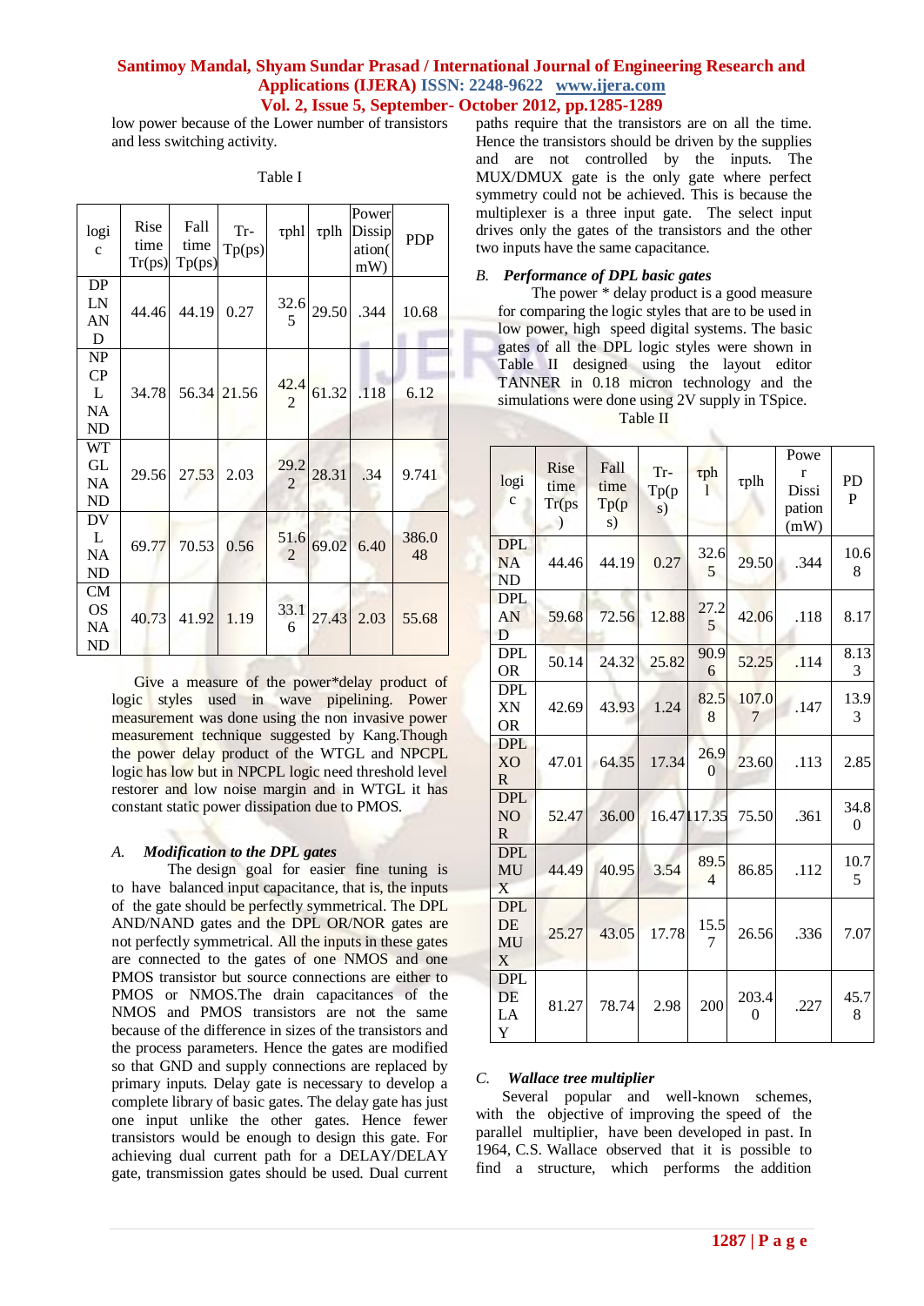low power because of the Lower number of transistors and less switching activity.

Table I

| logic | Rise time Tr(ps) | Fall time Tp(ps) | Tr-Tp(ps) | τphl | τplh | Power Dissipation( mW) | PDP |
|---|---|---|---|---|---|---|---|
| DPL NAND | 44.46 | 44.19 | 0.27 | 32.65 | 29.50 | .344 | 10.68 |
| NPCPL NAND | 34.78 | 56.34 | 21.56 | 42.42 | 61.32 | .118 | 6.12 |
| WTGL NAND | 29.56 | 27.53 | 2.03 | 29.22 | 28.31 | .34 | 9.741 |
| DVL NAND | 69.77 | 70.53 | 0.56 | 51.62 | 69.02 | 6.40 | 386.048 |
| CMOS NAND | 40.73 | 41.92 | 1.19 | 33.16 | 27.43 | 2.03 | 55.68 |

Give a measure of the power*delay product of logic styles used in wave pipelining. Power measurement was done using the non invasive power measurement technique suggested by Kang.Though the power delay product of the WTGL and NPCPL logic has low but in NPCPL logic need threshold level restorer and low noise margin and in WTGL it has constant static power dissipation due to PMOS.

### *A. Modification to the DPL gates*

The design goal for easier fine tuning is to have balanced input capacitance, that is, the inputs of the gate should be perfectly symmetrical. The DPL AND/NAND gates and the DPL OR/NOR gates are not perfectly symmetrical. All the inputs in these gates are connected to the gates of one NMOS and one PMOS transistor but source connections are either to PMOS or NMOS.The drain capacitances of the NMOS and PMOS transistors are not the same because of the difference in sizes of the transistors and the process parameters. Hence the gates are modified so that GND and supply connections are replaced by primary inputs. Delay gate is necessary to develop a complete library of basic gates. The delay gate has just one input unlike the other gates. Hence fewer transistors would be enough to design this gate. For achieving dual current path for a DELAY/DELAY gate, transmission gates should be used. Dual current paths require that the transistors are on all the time. Hence the transistors should be driven by the supplies and are not controlled by the inputs. The MUX/DMUX gate is the only gate where perfect symmetry could not be achieved. This is because the multiplexer is a three input gate. The select input drives only the gates of the transistors and the other two inputs have the same capacitance.

### *B. Performance of DPL basic gates*

The power * delay product is a good measure for comparing the logic styles that are to be used in low power, high speed digital systems. The basic gates of all the DPL logic styles were shown in Table II designed using the layout editor TANNER in 0.18 micron technology and the simulations were done using 2V supply in TSpice.

Table II

| logic | Rise time Tr(ps) | Fall time Tp(ps) | Tr-Tp(ps) | τphl | τplh | Power Dissipation (mW) | PDP |
|---|---|---|---|---|---|---|---|
| DPL NAND | 44.46 | 44.19 | 0.27 | 32.65 | 29.50 | .344 | 10.68 |
| DPL AND | 59.68 | 72.56 | 12.88 | 27.25 | 42.06 | .118 | 8.17 |
| DPL OR | 50.14 | 24.32 | 25.82 | 90.96 | 52.25 | .114 | 8.133 |
| DPL XNOR | 42.69 | 43.93 | 1.24 | 82.58 | 107.07 | .147 | 13.93 |
| DPL XOR | 47.01 | 64.35 | 17.34 | 26.90 | 23.60 | .113 | 2.85 |
| DPL NOR | 52.47 | 36.00 | 16.47 | 117.35 | 75.50 | .361 | 34.80 |
| DPL MUX | 44.49 | 40.95 | 3.54 | 89.54 | 86.85 | .112 | 10.75 |
| DPL DEMUX | 25.27 | 43.05 | 17.78 | 15.57 | 26.56 | .336 | 7.07 |
| DPL DELAY | 81.27 | 78.74 | 2.98 | 200 | 203.40 | .227 | 45.78 |

### *C. Wallace tree multiplier*

Several popular and well-known schemes, with the objective of improving the speed of the parallel multiplier, have been developed in past. In 1964, C.S. Wallace observed that it is possible to find a structure, which performs the addition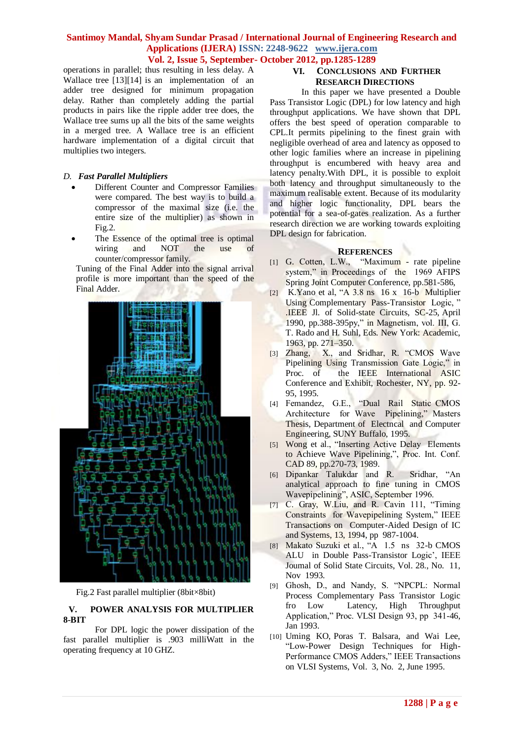operations in parallel; thus resulting in less delay. A Wallace tree [13][14] is an implementation of an adder tree designed for minimum propagation delay. Rather than completely adding the partial products in pairs like the ripple adder tree does, the Wallace tree sums up all the bits of the same weights in a merged tree. A Wallace tree is an efficient hardware implementation of a digital circuit that multiplies two integers.

### *D. Fast Parallel Multipliers*

- Different Counter and Compressor Families were compared. The best way is to build a compressor of the maximal size (i.e. the entire size of the multiplier) as shown in Fig.2.
- The Essence of the optimal tree is optimal wiring and NOT the use of counter/compressor family.

Tuning of the Final Adder into the signal arrival profile is more important than the speed of the Final Adder.

Fig.2 Fast parallel multiplier (8bit×8bit)

## V. POWER ANALYSIS FOR MULTIPLIER 8-BIT

For DPL logic the power dissipation of the fast parallel multiplier is .903 milliWatt in the operating frequency at 10 GHZ.

## VI. CONCLUSIONS AND FURTHER RESEARCH DIRECTIONS

In this paper we have presented a Double Pass Transistor Logic (DPL) for low latency and high throughput applications. We have shown that DPL offers the best speed of operation comparable to CPL.It permits pipelining to the finest grain with negligible overhead of area and latency as opposed to other logic families where an increase in pipelining throughput is encumbered with heavy area and latency penalty.With DPL, it is possible to exploit both latency and throughput simultaneously to the maximum realisable extent. Because of its modularity and higher logic functionality, DPL bears the potential for a sea-of-gates realization. As a further research direction we are working towards exploiting DPL design for fabrication.

## REFERENCES

[1] G. Cotten, L.W., "Maximum - rate pipeline system," in Proceedings of the 1969 AFIPS Spring Joint Computer Conference, pp.581-586,

[2] K.Yano et al, "A 3.8 ns 16 x 16-b Multiplier Using Complementary Pass-Transistor Logic, " .IEEE Jl. of Solid-state Circuits, SC-25, April 1990, pp.388-395py," in Magnetism, vol. III, G. T. Rado and H. Suhl, Eds. New York: Academic, 1963, pp. 271–350.

[3] Zhang, X., and Sridhar, R. "CMOS Wave Pipelining Using Transmission Gate Logic," in Proc. of the IEEE International ASIC Conference and Exhibit, Rochester, NY, pp. 92-95, 1995.

[4] Femandez, G.E., "Dual Rail Static CMOS Architecture for Wave Pipelining," Masters Thesis, Department of Electncal and Computer Engineering, SUNY Buffalo, 1995.

[5] Wong et al., "Inserting Active Delay Elements to Achieve Wave Pipelining,", Proc. Int. Conf. CAD 89, pp.270-73, 1989.

[6] Dipankar Talukdar and R. Sridhar, "An analytical approach to fine tuning in CMOS Wavepipelining", ASIC, September 1996.

[7] C. Gray, W.Liu, and R. Cavin 111, "Timing Constraints for Wavepipelining System," IEEE Transactions on Computer-Aided Design of IC and Systems, 13, 1994, pp 987-1004.

[8] Makato Suzuki et al., "A 1.5 ns 32-b CMOS ALU in Double Pass-Transistor Logic', IEEE Joumal of Solid State Circuits, Vol. 28., No. 11, Nov 1993.

[9] Ghosh, D., and Nandy, S. "NPCPL: Normal Process Complementary Pass Transistor Logic fro Low Latency, High Throughput Application," Proc. VLSI Design 93, pp 341-46, Jan 1993.

[10] Uming KO, Poras T. Balsara, and Wai Lee, "Low-Power Design Techniques for High-Performance CMOS Adders," IEEE Transactions on VLSI Systems, Vol. 3, No. 2, June 1995.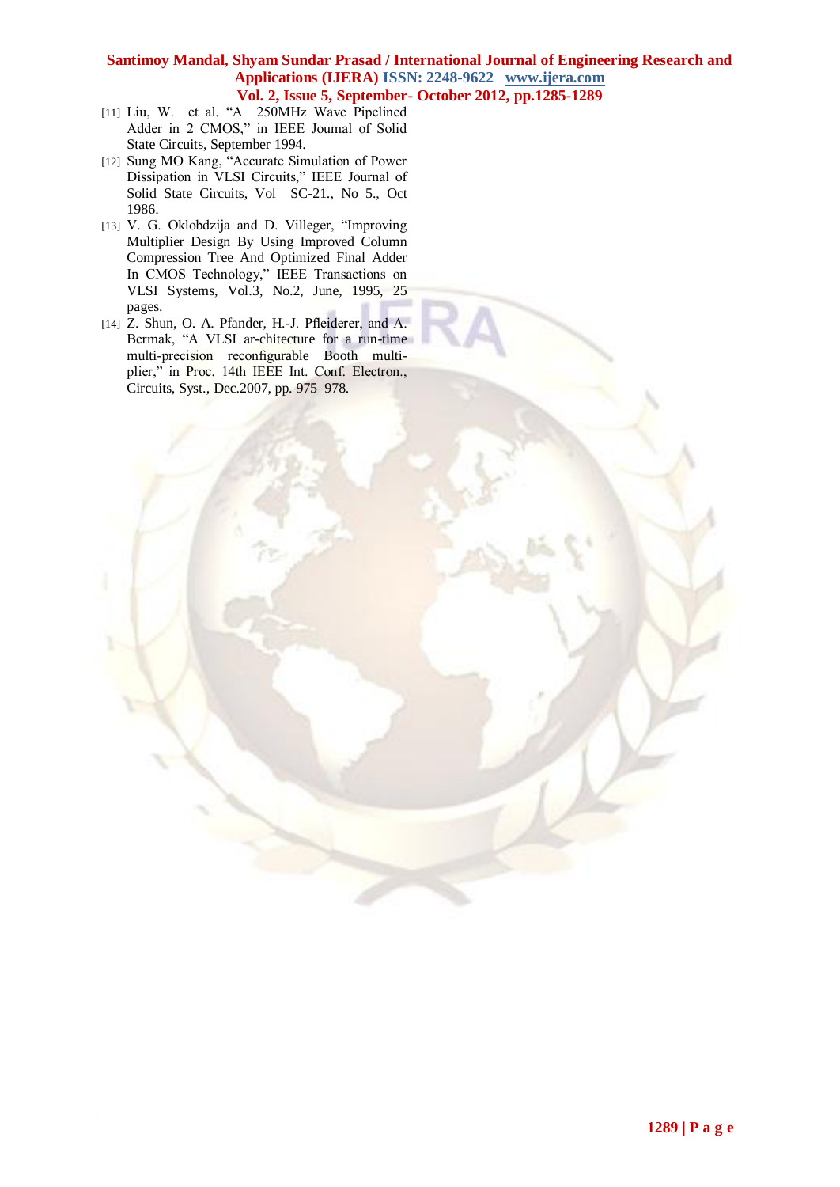[11] Liu, W. et al. “A 250MHz Wave Pipelined Adder in 2 CMOS,” in IEEE Joumal of Solid State Circuits, September 1994.

[12] Sung MO Kang, “Accurate Simulation of Power Dissipation in VLSI Circuits,” IEEE Journal of Solid State Circuits, Vol SC-21., No 5., Oct 1986.

[13] V. G. Oklobdzija and D. Villeger, “Improving Multiplier Design By Using Improved Column Compression Tree And Optimized Final Adder In CMOS Technology,” IEEE Transactions on VLSI Systems, Vol.3, No.2, June, 1995, 25 pages.

[14] Z. Shun, O. A. Pfander, H.-J. Pfleiderer, and A. Bermak, “A VLSI ar-chitecture for a run-time multi-precision reconfigurable Booth multi-plier,” in Proc. 14th IEEE Int. Conf. Electron., Circuits, Syst., Dec.2007, pp. 975–978.